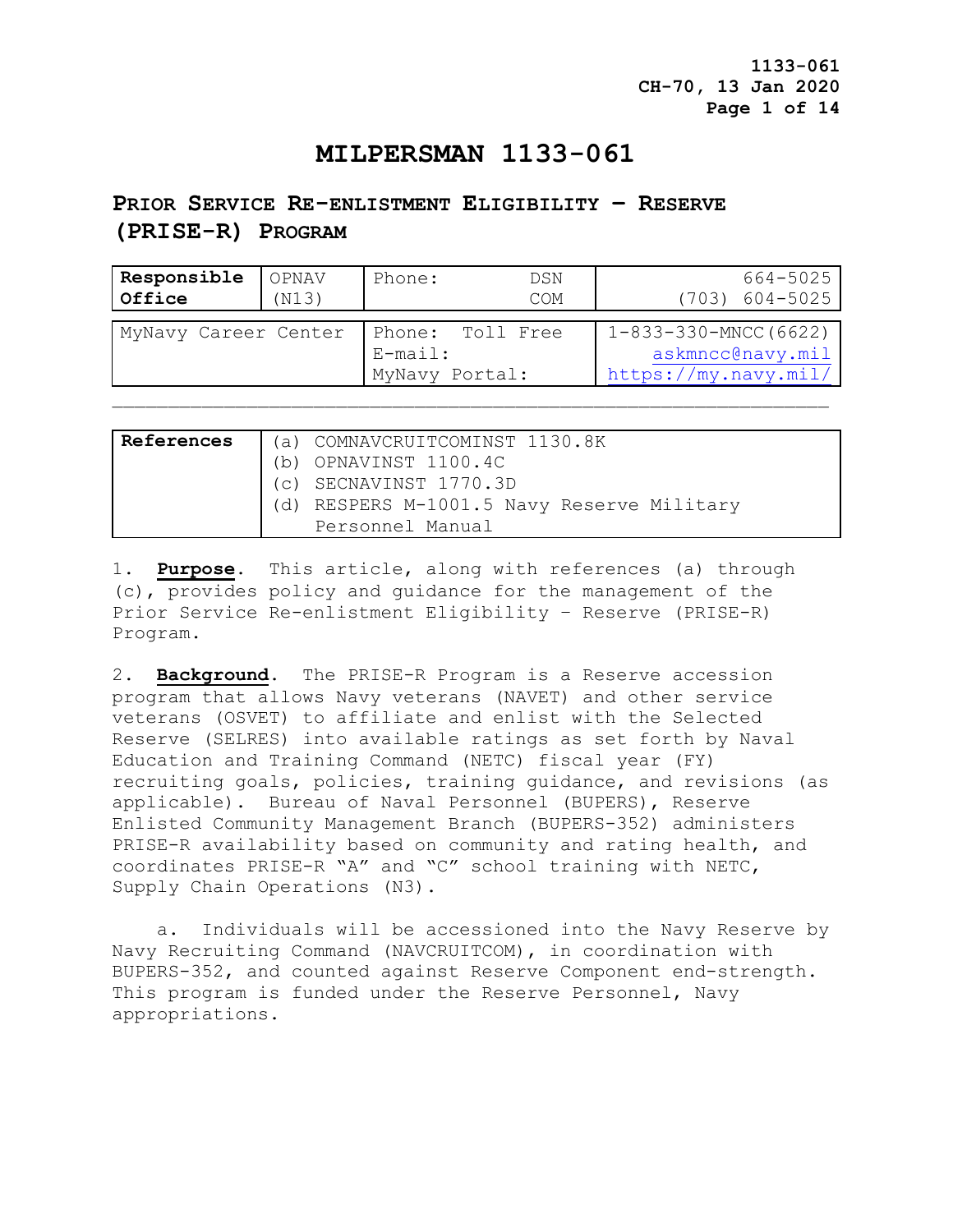# MILPERSMAN 1133-061

## PRIOR SERVICE RE-ENLISTMENT ELIGIBILITY – RESERVE (PRISE-R) PROGRAM

| Responsible Office | OPNAV (N13) | Phone: DSN<br>COM | 664-5025<br>(703) 604-5025 |
|---|---|---|---|

| MyNavy Career Center | Phone: Toll Free<br>E-mail:<br>MyNavy Portal: | 1-833-330-MNCC(6622)<br>askmncc@navy.mil<br>https://my.navy.mil/ |
|---|---|---|

| References | |
|---|---|
| | (a) COMNAVCRUITCOMINST 1130.8K<br>(b) OPNAVINST 1100.4C<br>(c) SECNAVINST 1770.3D<br>(d) RESPERS M-1001.5 Navy Reserve Military Personnel Manual |

1. **Purpose**. This article, along with references (a) through (c), provides policy and guidance for the management of the Prior Service Re-enlistment Eligibility – Reserve (PRISE-R) Program.

2. **Background**. The PRISE-R Program is a Reserve accession program that allows Navy veterans (NAVET) and other service veterans (OSVET) to affiliate and enlist with the Selected Reserve (SELRES) into available ratings as set forth by Naval Education and Training Command (NETC) fiscal year (FY) recruiting goals, policies, training guidance, and revisions (as applicable). Bureau of Naval Personnel (BUPERS), Reserve Enlisted Community Management Branch (BUPERS-352) administers PRISE-R availability based on community and rating health, and coordinates PRISE-R "A" and "C" school training with NETC, Supply Chain Operations (N3).

   a. Individuals will be accessioned into the Navy Reserve by Navy Recruiting Command (NAVCRUITCOM), in coordination with BUPERS-352, and counted against Reserve Component end-strength. This program is funded under the Reserve Personnel, Navy appropriations.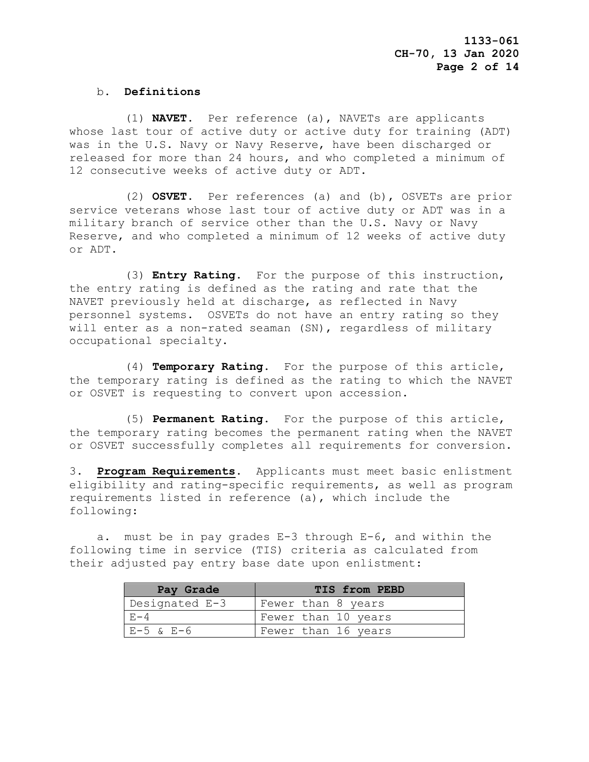b. **Definitions**

(1) **NAVET**. Per reference (a), NAVETs are applicants whose last tour of active duty or active duty for training (ADT) was in the U.S. Navy or Navy Reserve, have been discharged or released for more than 24 hours, and who completed a minimum of 12 consecutive weeks of active duty or ADT.

(2) **OSVET**. Per references (a) and (b), OSVETs are prior service veterans whose last tour of active duty or ADT was in a military branch of service other than the U.S. Navy or Navy Reserve, and who completed a minimum of 12 weeks of active duty or ADT.

(3) **Entry Rating**. For the purpose of this instruction, the entry rating is defined as the rating and rate that the NAVET previously held at discharge, as reflected in Navy personnel systems. OSVETs do not have an entry rating so they will enter as a non-rated seaman (SN), regardless of military occupational specialty.

(4) **Temporary Rating**. For the purpose of this article, the temporary rating is defined as the rating to which the NAVET or OSVET is requesting to convert upon accession.

(5) **Permanent Rating**. For the purpose of this article, the temporary rating becomes the permanent rating when the NAVET or OSVET successfully completes all requirements for conversion.

3. **Program Requirements**. Applicants must meet basic enlistment eligibility and rating-specific requirements, as well as program requirements listed in reference (a), which include the following:

a. must be in pay grades E-3 through E-6, and within the following time in service (TIS) criteria as calculated from their adjusted pay entry base date upon enlistment:

| Pay Grade | TIS from PEBD |
|---|---|
| Designated E-3 | Fewer than 8 years |
| E-4 | Fewer than 10 years |
| E-5 & E-6 | Fewer than 16 years |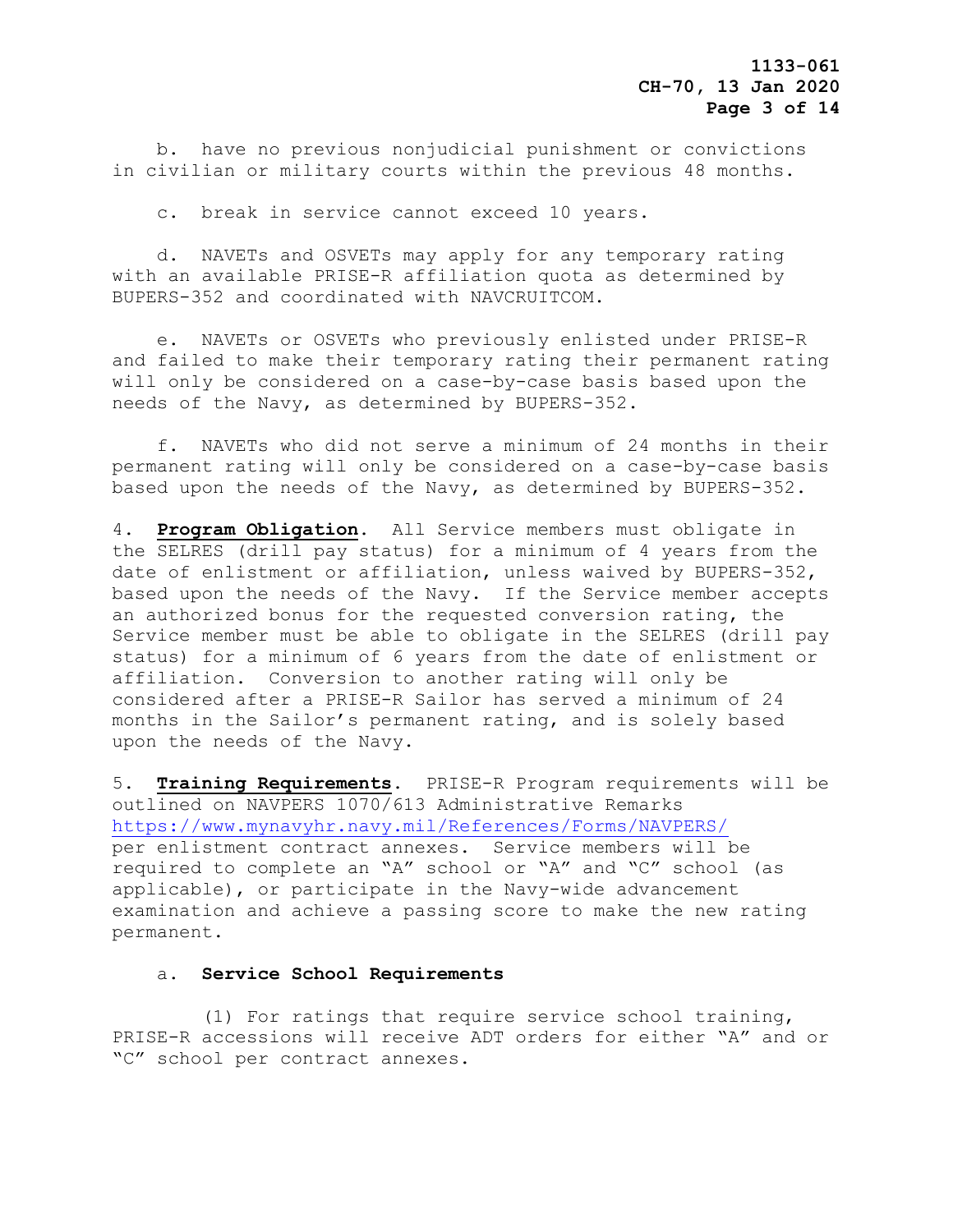b. have no previous nonjudicial punishment or convictions in civilian or military courts within the previous 48 months.

c. break in service cannot exceed 10 years.

d. NAVETs and OSVETs may apply for any temporary rating with an available PRISE-R affiliation quota as determined by BUPERS-352 and coordinated with NAVCRUITCOM.

e. NAVETs or OSVETs who previously enlisted under PRISE-R and failed to make their temporary rating their permanent rating will only be considered on a case-by-case basis based upon the needs of the Navy, as determined by BUPERS-352.

f. NAVETs who did not serve a minimum of 24 months in their permanent rating will only be considered on a case-by-case basis based upon the needs of the Navy, as determined by BUPERS-352.

4. **Program Obligation**. All Service members must obligate in the SELRES (drill pay status) for a minimum of 4 years from the date of enlistment or affiliation, unless waived by BUPERS-352, based upon the needs of the Navy. If the Service member accepts an authorized bonus for the requested conversion rating, the Service member must be able to obligate in the SELRES (drill pay status) for a minimum of 6 years from the date of enlistment or affiliation. Conversion to another rating will only be considered after a PRISE-R Sailor has served a minimum of 24 months in the Sailor's permanent rating, and is solely based upon the needs of the Navy.

5. **Training Requirements**. PRISE-R Program requirements will be outlined on NAVPERS 1070/613 Administrative Remarks https://www.mynavyhr.navy.mil/References/Forms/NAVPERS/ per enlistment contract annexes. Service members will be required to complete an "A" school or "A" and "C" school (as applicable), or participate in the Navy-wide advancement examination and achieve a passing score to make the new rating permanent.

a. **Service School Requirements**

(1) For ratings that require service school training, PRISE-R accessions will receive ADT orders for either "A" and or "C" school per contract annexes.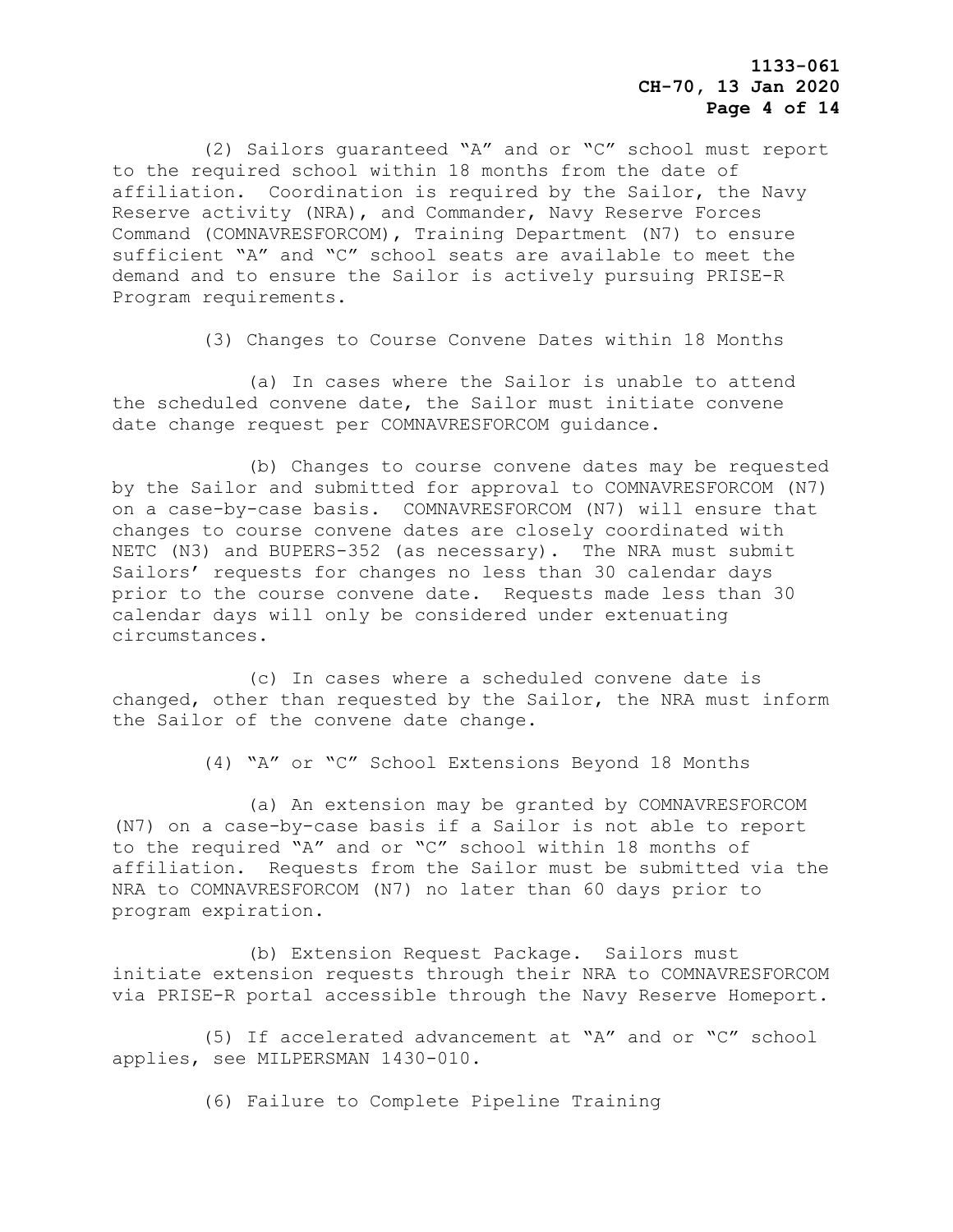(2) Sailors guaranteed “A” and or “C” school must report to the required school within 18 months from the date of affiliation. Coordination is required by the Sailor, the Navy Reserve activity (NRA), and Commander, Navy Reserve Forces Command (COMNAVRESFORCOM), Training Department (N7) to ensure sufficient “A” and “C” school seats are available to meet the demand and to ensure the Sailor is actively pursuing PRISE-R Program requirements.

(3) Changes to Course Convene Dates within 18 Months

(a) In cases where the Sailor is unable to attend the scheduled convene date, the Sailor must initiate convene date change request per COMNAVRESFORCOM guidance.

(b) Changes to course convene dates may be requested by the Sailor and submitted for approval to COMNAVRESFORCOM (N7) on a case-by-case basis. COMNAVRESFORCOM (N7) will ensure that changes to course convene dates are closely coordinated with NETC (N3) and BUPERS-352 (as necessary). The NRA must submit Sailors’ requests for changes no less than 30 calendar days prior to the course convene date. Requests made less than 30 calendar days will only be considered under extenuating circumstances.

(c) In cases where a scheduled convene date is changed, other than requested by the Sailor, the NRA must inform the Sailor of the convene date change.

(4) “A” or “C” School Extensions Beyond 18 Months

(a) An extension may be granted by COMNAVRESFORCOM (N7) on a case-by-case basis if a Sailor is not able to report to the required “A” and or “C” school within 18 months of affiliation. Requests from the Sailor must be submitted via the NRA to COMNAVRESFORCOM (N7) no later than 60 days prior to program expiration.

(b) Extension Request Package. Sailors must initiate extension requests through their NRA to COMNAVRESFORCOM via PRISE-R portal accessible through the Navy Reserve Homeport.

(5) If accelerated advancement at “A” and or “C” school applies, see MILPERSMAN 1430-010.

(6) Failure to Complete Pipeline Training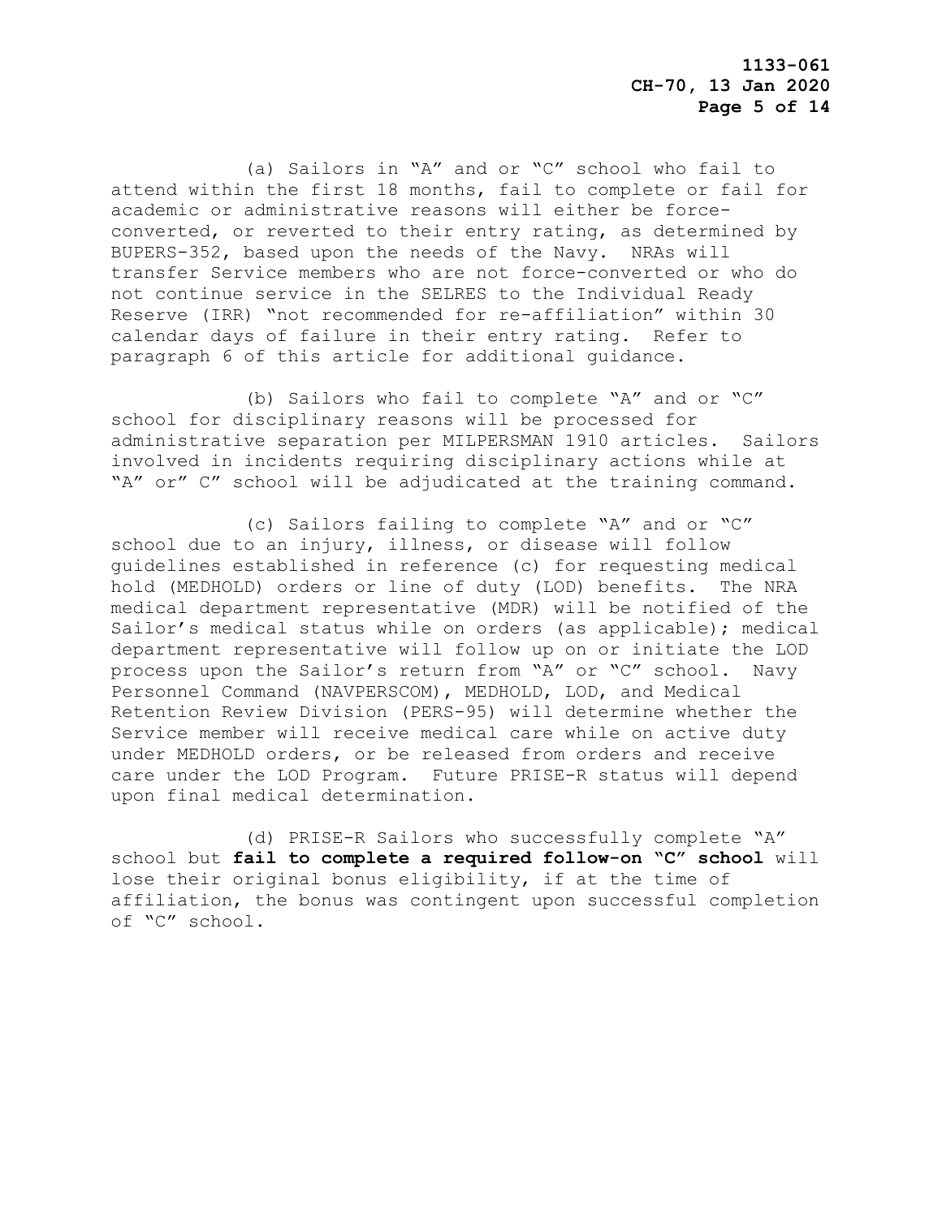(a) Sailors in "A" and or "C" school who fail to attend within the first 18 months, fail to complete or fail for academic or administrative reasons will either be force-converted, or reverted to their entry rating, as determined by BUPERS-352, based upon the needs of the Navy. NRAs will transfer Service members who are not force-converted or who do not continue service in the SELRES to the Individual Ready Reserve (IRR) "not recommended for re-affiliation" within 30 calendar days of failure in their entry rating. Refer to paragraph 6 of this article for additional guidance.

(b) Sailors who fail to complete "A" and or "C" school for disciplinary reasons will be processed for administrative separation per MILPERSMAN 1910 articles. Sailors involved in incidents requiring disciplinary actions while at "A" or" C" school will be adjudicated at the training command.

(c) Sailors failing to complete "A" and or "C" school due to an injury, illness, or disease will follow guidelines established in reference (c) for requesting medical hold (MEDHOLD) orders or line of duty (LOD) benefits. The NRA medical department representative (MDR) will be notified of the Sailor's medical status while on orders (as applicable); medical department representative will follow up on or initiate the LOD process upon the Sailor's return from "A" or "C" school. Navy Personnel Command (NAVPERSCOM), MEDHOLD, LOD, and Medical Retention Review Division (PERS-95) will determine whether the Service member will receive medical care while on active duty under MEDHOLD orders, or be released from orders and receive care under the LOD Program. Future PRISE-R status will depend upon final medical determination.

(d) PRISE-R Sailors who successfully complete "A" school but **fail to complete a required follow-on "C" school** will lose their original bonus eligibility, if at the time of affiliation, the bonus was contingent upon successful completion of "C" school.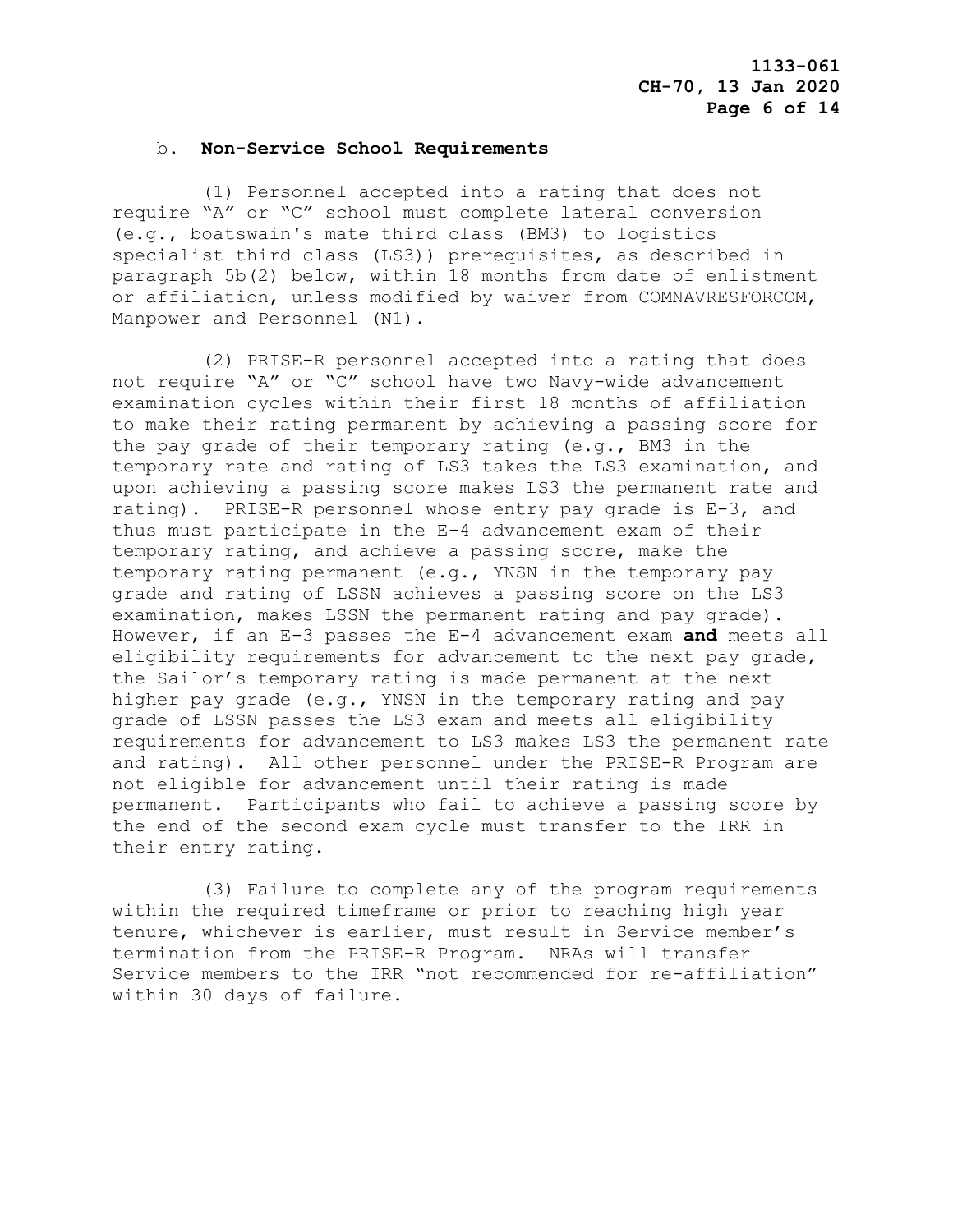b. **Non-Service School Requirements**

(1) Personnel accepted into a rating that does not require “A” or “C” school must complete lateral conversion (e.g., boatswain's mate third class (BM3) to logistics specialist third class (LS3)) prerequisites, as described in paragraph 5b(2) below, within 18 months from date of enlistment or affiliation, unless modified by waiver from COMNAVRESFORCOM, Manpower and Personnel (N1).

(2) PRISE-R personnel accepted into a rating that does not require “A” or “C” school have two Navy-wide advancement examination cycles within their first 18 months of affiliation to make their rating permanent by achieving a passing score for the pay grade of their temporary rating (e.g., BM3 in the temporary rate and rating of LS3 takes the LS3 examination, and upon achieving a passing score makes LS3 the permanent rate and rating). PRISE-R personnel whose entry pay grade is E-3, and thus must participate in the E-4 advancement exam of their temporary rating, and achieve a passing score, make the temporary rating permanent (e.g., YNSN in the temporary pay grade and rating of LSSN achieves a passing score on the LS3 examination, makes LSSN the permanent rating and pay grade). However, if an E-3 passes the E-4 advancement exam **and** meets all eligibility requirements for advancement to the next pay grade, the Sailor’s temporary rating is made permanent at the next higher pay grade (e.g., YNSN in the temporary rating and pay grade of LSSN passes the LS3 exam and meets all eligibility requirements for advancement to LS3 makes LS3 the permanent rate and rating). All other personnel under the PRISE-R Program are not eligible for advancement until their rating is made permanent. Participants who fail to achieve a passing score by the end of the second exam cycle must transfer to the IRR in their entry rating.

(3) Failure to complete any of the program requirements within the required timeframe or prior to reaching high year tenure, whichever is earlier, must result in Service member’s termination from the PRISE-R Program. NRAs will transfer Service members to the IRR “not recommended for re-affiliation” within 30 days of failure.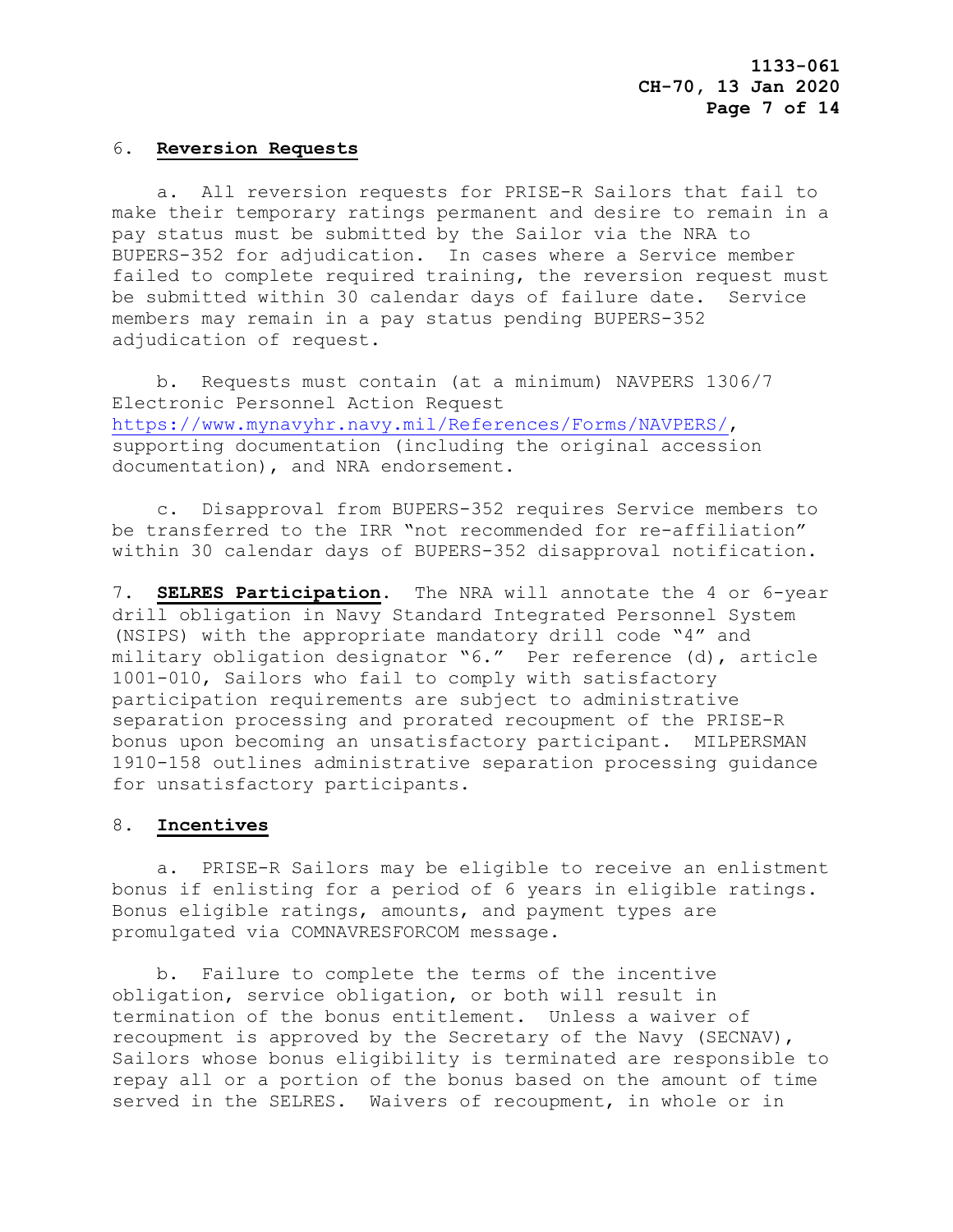6. **Reversion Requests**

a. All reversion requests for PRISE-R Sailors that fail to make their temporary ratings permanent and desire to remain in a pay status must be submitted by the Sailor via the NRA to BUPERS-352 for adjudication. In cases where a Service member failed to complete required training, the reversion request must be submitted within 30 calendar days of failure date. Service members may remain in a pay status pending BUPERS-352 adjudication of request.

b. Requests must contain (at a minimum) NAVPERS 1306/7 Electronic Personnel Action Request https://www.mynavyhr.navy.mil/References/Forms/NAVPERS/, supporting documentation (including the original accession documentation), and NRA endorsement.

c. Disapproval from BUPERS-352 requires Service members to be transferred to the IRR "not recommended for re-affiliation" within 30 calendar days of BUPERS-352 disapproval notification.

7. **SELRES Participation**. The NRA will annotate the 4 or 6-year drill obligation in Navy Standard Integrated Personnel System (NSIPS) with the appropriate mandatory drill code "4" and military obligation designator "6." Per reference (d), article 1001-010, Sailors who fail to comply with satisfactory participation requirements are subject to administrative separation processing and prorated recoupment of the PRISE-R bonus upon becoming an unsatisfactory participant. MILPERSMAN 1910-158 outlines administrative separation processing guidance for unsatisfactory participants.

8. **Incentives**

a. PRISE-R Sailors may be eligible to receive an enlistment bonus if enlisting for a period of 6 years in eligible ratings. Bonus eligible ratings, amounts, and payment types are promulgated via COMNAVRESFORCOM message.

b. Failure to complete the terms of the incentive obligation, service obligation, or both will result in termination of the bonus entitlement. Unless a waiver of recoupment is approved by the Secretary of the Navy (SECNAV), Sailors whose bonus eligibility is terminated are responsible to repay all or a portion of the bonus based on the amount of time served in the SELRES. Waivers of recoupment, in whole or in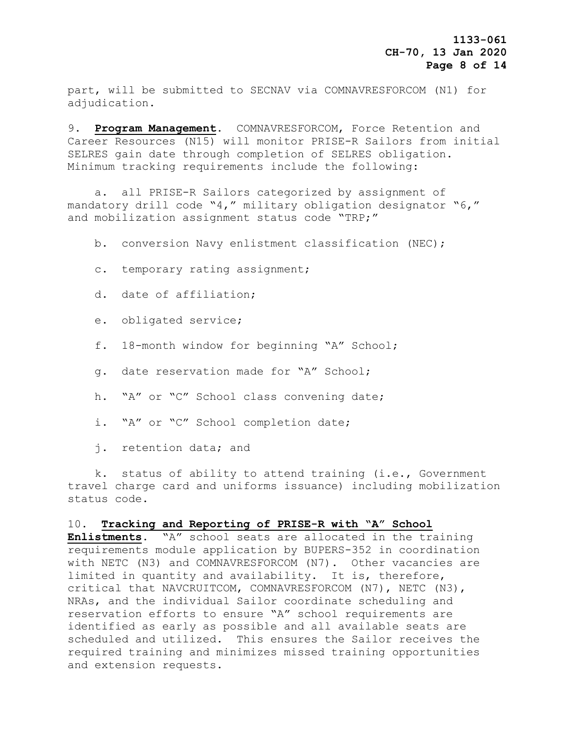part, will be submitted to SECNAV via COMNAVRESFORCOM (N1) for adjudication.

9. **Program Management**. COMNAVRESFORCOM, Force Retention and Career Resources (N15) will monitor PRISE-R Sailors from initial SELRES gain date through completion of SELRES obligation. Minimum tracking requirements include the following:

a. all PRISE-R Sailors categorized by assignment of mandatory drill code "4," military obligation designator "6," and mobilization assignment status code "TRP;"

b. conversion Navy enlistment classification (NEC);

c. temporary rating assignment;

d. date of affiliation;

e. obligated service;

f. 18-month window for beginning "A" School;

g. date reservation made for "A" School;

h. "A" or "C" School class convening date;

i. "A" or "C" School completion date;

j. retention data; and

k. status of ability to attend training (i.e., Government travel charge card and uniforms issuance) including mobilization status code.

10. **Tracking and Reporting of PRISE-R with "A" School Enlistments**. "A" school seats are allocated in the training requirements module application by BUPERS-352 in coordination with NETC (N3) and COMNAVRESFORCOM (N7). Other vacancies are limited in quantity and availability. It is, therefore, critical that NAVCRUITCOM, COMNAVRESFORCOM (N7), NETC (N3), NRAs, and the individual Sailor coordinate scheduling and reservation efforts to ensure "A" school requirements are identified as early as possible and all available seats are scheduled and utilized. This ensures the Sailor receives the required training and minimizes missed training opportunities and extension requests.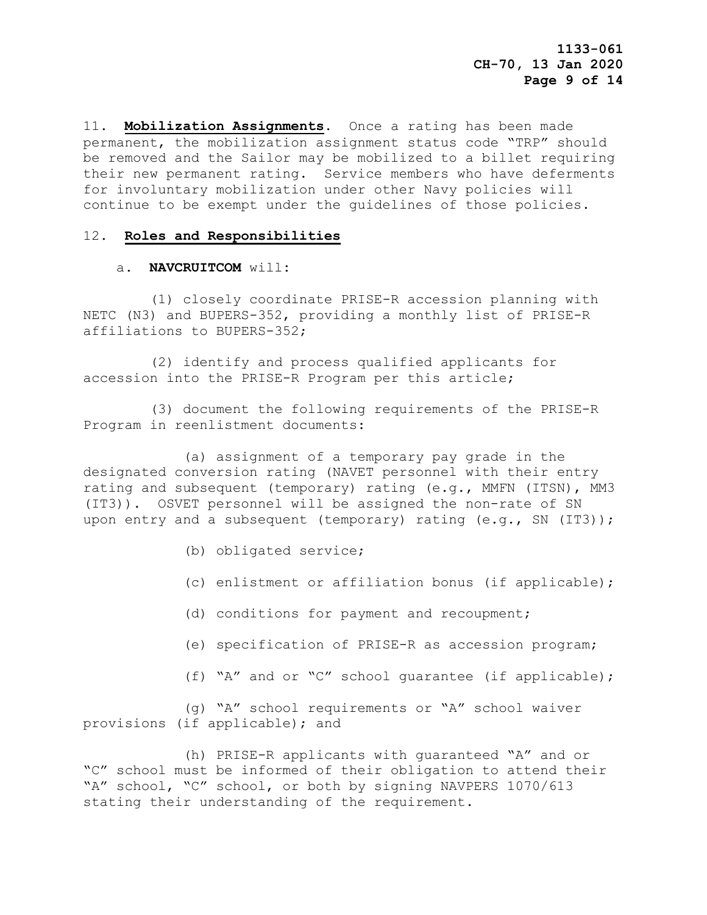11. **Mobilization Assignments**. Once a rating has been made permanent, the mobilization assignment status code "TRP" should be removed and the Sailor may be mobilized to a billet requiring their new permanent rating. Service members who have deferments for involuntary mobilization under other Navy policies will continue to be exempt under the guidelines of those policies.

12. **Roles and Responsibilities**

a. **NAVCRUITCOM** will:

(1) closely coordinate PRISE-R accession planning with NETC (N3) and BUPERS-352, providing a monthly list of PRISE-R affiliations to BUPERS-352;

(2) identify and process qualified applicants for accession into the PRISE-R Program per this article;

(3) document the following requirements of the PRISE-R Program in reenlistment documents:

(a) assignment of a temporary pay grade in the designated conversion rating (NAVET personnel with their entry rating and subsequent (temporary) rating (e.g., MMFN (ITSN), MM3 (IT3)). OSVET personnel will be assigned the non-rate of SN upon entry and a subsequent (temporary) rating (e.g., SN (IT3));

(b) obligated service;

(c) enlistment or affiliation bonus (if applicable);

(d) conditions for payment and recoupment;

(e) specification of PRISE-R as accession program;

(f) "A" and or "C" school guarantee (if applicable);

(g) "A" school requirements or "A" school waiver provisions (if applicable); and

(h) PRISE-R applicants with guaranteed "A" and or "C" school must be informed of their obligation to attend their "A" school, "C" school, or both by signing NAVPERS 1070/613 stating their understanding of the requirement.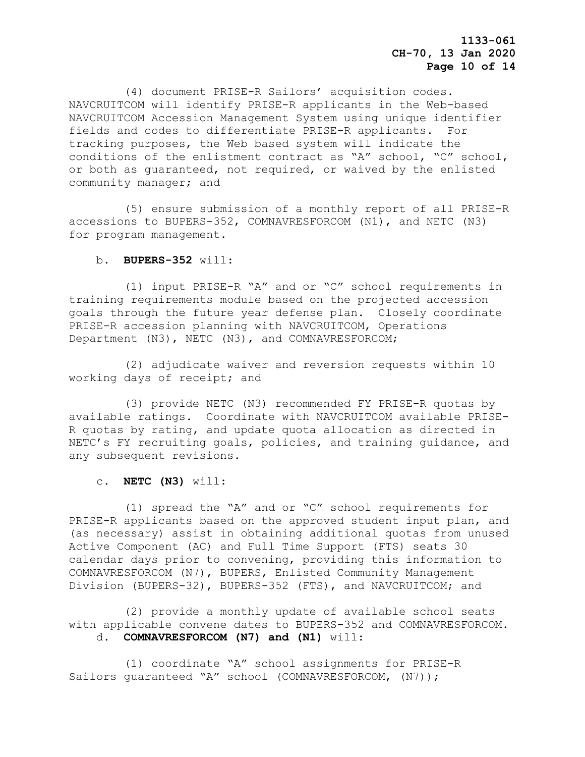(4) document PRISE-R Sailors' acquisition codes. NAVCRUITCOM will identify PRISE-R applicants in the Web-based NAVCRUITCOM Accession Management System using unique identifier fields and codes to differentiate PRISE-R applicants. For tracking purposes, the Web based system will indicate the conditions of the enlistment contract as "A" school, "C" school, or both as guaranteed, not required, or waived by the enlisted community manager; and

(5) ensure submission of a monthly report of all PRISE-R accessions to BUPERS-352, COMNAVRESFORCOM (N1), and NETC (N3) for program management.

b. **BUPERS-352** will:

(1) input PRISE-R "A" and or "C" school requirements in training requirements module based on the projected accession goals through the future year defense plan. Closely coordinate PRISE-R accession planning with NAVCRUITCOM, Operations Department (N3), NETC (N3), and COMNAVRESFORCOM;

(2) adjudicate waiver and reversion requests within 10 working days of receipt; and

(3) provide NETC (N3) recommended FY PRISE-R quotas by available ratings. Coordinate with NAVCRUITCOM available PRISE-R quotas by rating, and update quota allocation as directed in NETC's FY recruiting goals, policies, and training guidance, and any subsequent revisions.

c. **NETC (N3)** will:

(1) spread the "A" and or "C" school requirements for PRISE-R applicants based on the approved student input plan, and (as necessary) assist in obtaining additional quotas from unused Active Component (AC) and Full Time Support (FTS) seats 30 calendar days prior to convening, providing this information to COMNAVRESFORCOM (N7), BUPERS, Enlisted Community Management Division (BUPERS-32), BUPERS-352 (FTS), and NAVCRUITCOM; and

(2) provide a monthly update of available school seats with applicable convene dates to BUPERS-352 and COMNAVRESFORCOM.

d. **COMNAVRESFORCOM (N7) and (N1)** will:

(1) coordinate "A" school assignments for PRISE-R Sailors guaranteed "A" school (COMNAVRESFORCOM, (N7));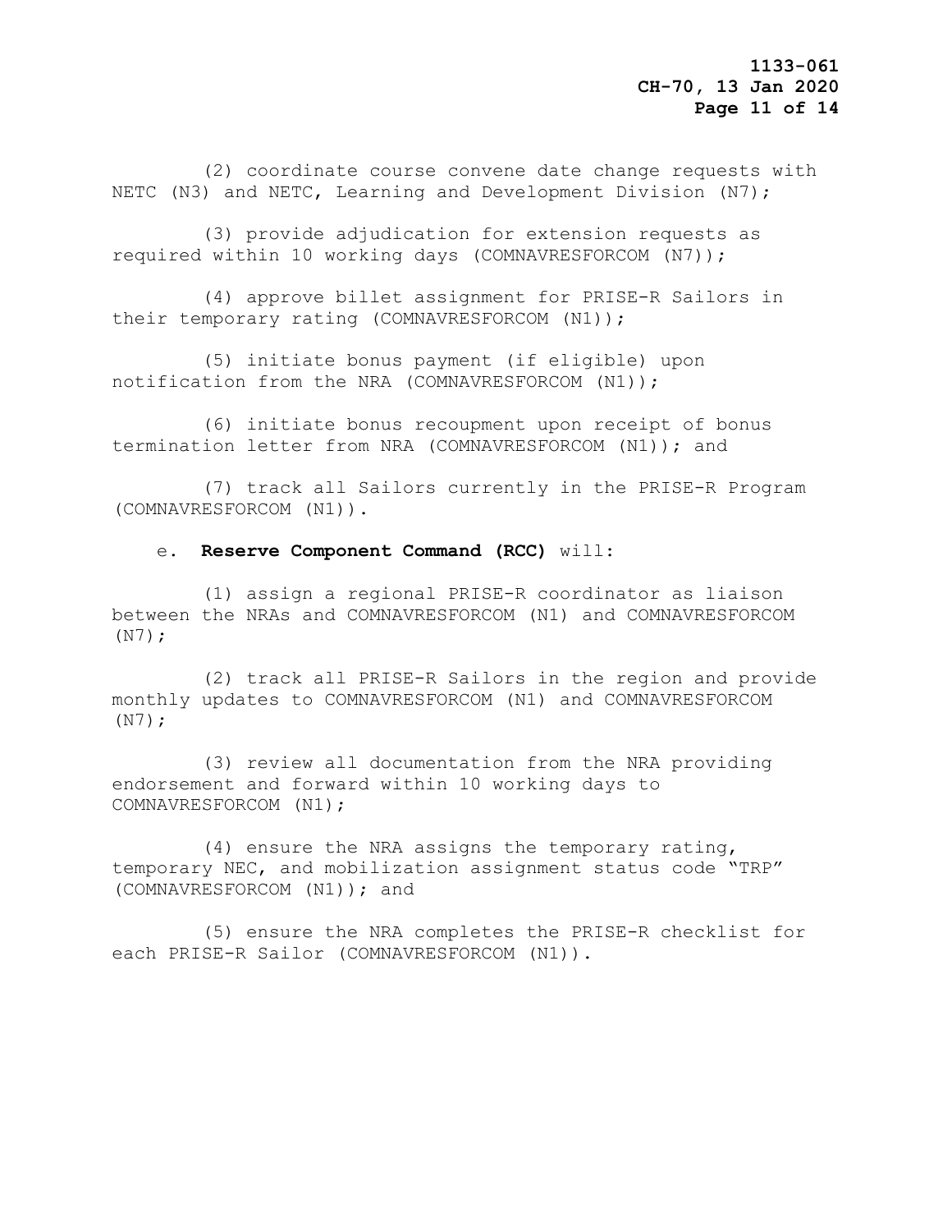(2) coordinate course convene date change requests with NETC (N3) and NETC, Learning and Development Division (N7);

(3) provide adjudication for extension requests as required within 10 working days (COMNAVRESFORCOM (N7));

(4) approve billet assignment for PRISE-R Sailors in their temporary rating (COMNAVRESFORCOM (N1));

(5) initiate bonus payment (if eligible) upon notification from the NRA (COMNAVRESFORCOM (N1));

(6) initiate bonus recoupment upon receipt of bonus termination letter from NRA (COMNAVRESFORCOM (N1)); and

(7) track all Sailors currently in the PRISE-R Program (COMNAVRESFORCOM (N1)).

e. **Reserve Component Command (RCC)** will:

(1) assign a regional PRISE-R coordinator as liaison between the NRAs and COMNAVRESFORCOM (N1) and COMNAVRESFORCOM (N7);

(2) track all PRISE-R Sailors in the region and provide monthly updates to COMNAVRESFORCOM (N1) and COMNAVRESFORCOM (N7);

(3) review all documentation from the NRA providing endorsement and forward within 10 working days to COMNAVRESFORCOM (N1);

(4) ensure the NRA assigns the temporary rating, temporary NEC, and mobilization assignment status code “TRP” (COMNAVRESFORCOM (N1)); and

(5) ensure the NRA completes the PRISE-R checklist for each PRISE-R Sailor (COMNAVRESFORCOM (N1)).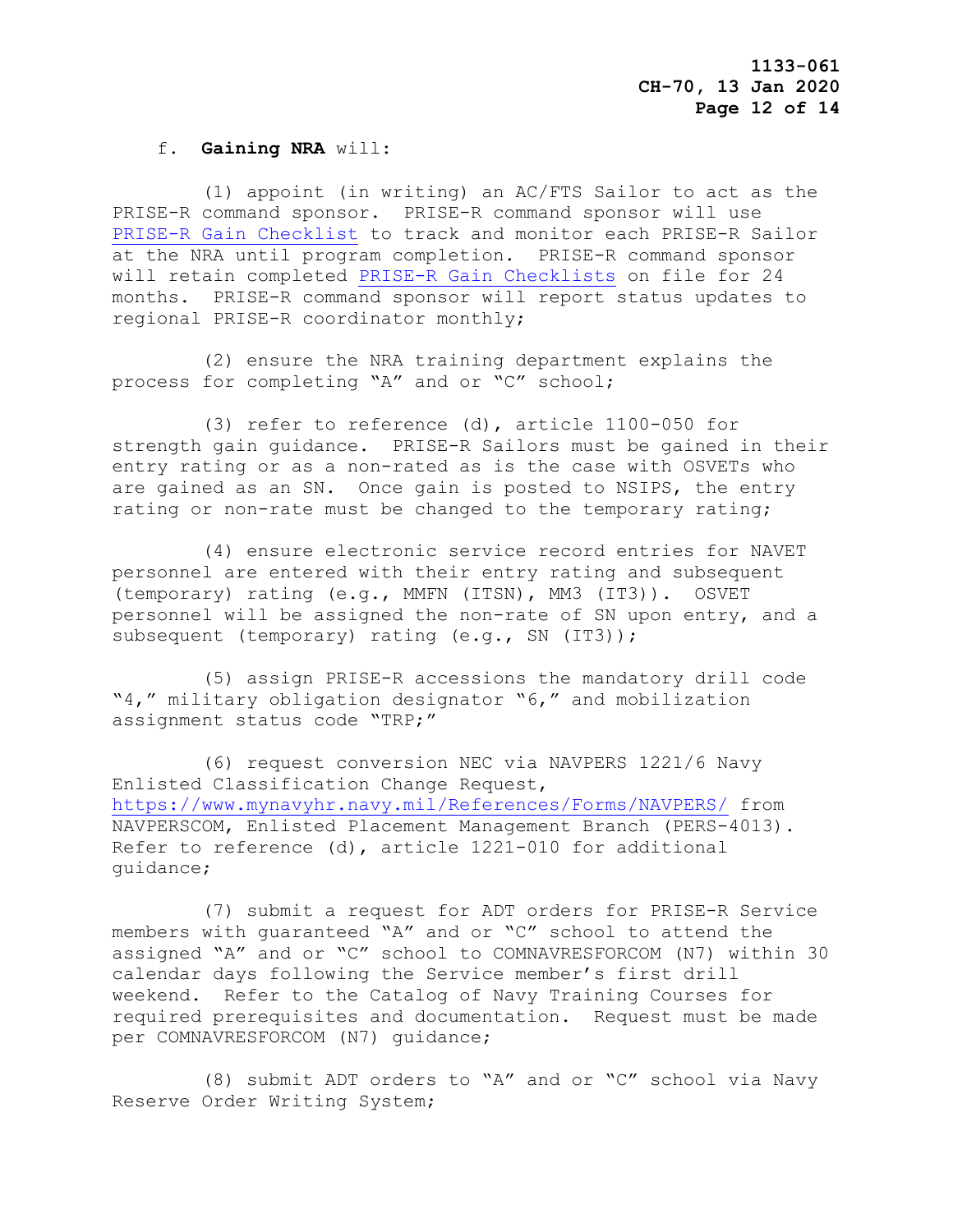f. **Gaining NRA** will:

(1) appoint (in writing) an AC/FTS Sailor to act as the PRISE-R command sponsor. PRISE-R command sponsor will use PRISE-R Gain Checklist to track and monitor each PRISE-R Sailor at the NRA until program completion. PRISE-R command sponsor will retain completed PRISE-R Gain Checklists on file for 24 months. PRISE-R command sponsor will report status updates to regional PRISE-R coordinator monthly;

(2) ensure the NRA training department explains the process for completing "A" and or "C" school;

(3) refer to reference (d), article 1100-050 for strength gain guidance. PRISE-R Sailors must be gained in their entry rating or as a non-rated as is the case with OSVETs who are gained as an SN. Once gain is posted to NSIPS, the entry rating or non-rate must be changed to the temporary rating;

(4) ensure electronic service record entries for NAVET personnel are entered with their entry rating and subsequent (temporary) rating (e.g., MMFN (ITSN), MM3 (IT3)). OSVET personnel will be assigned the non-rate of SN upon entry, and a subsequent (temporary) rating (e.g., SN (IT3));

(5) assign PRISE-R accessions the mandatory drill code "4," military obligation designator "6," and mobilization assignment status code "TRP;"

(6) request conversion NEC via NAVPERS 1221/6 Navy Enlisted Classification Change Request, https://www.mynavyhr.navy.mil/References/Forms/NAVPERS/ from NAVPERSCOM, Enlisted Placement Management Branch (PERS-4013). Refer to reference (d), article 1221-010 for additional guidance;

(7) submit a request for ADT orders for PRISE-R Service members with guaranteed "A" and or "C" school to attend the assigned "A" and or "C" school to COMNAVRESFORCOM (N7) within 30 calendar days following the Service member's first drill weekend. Refer to the Catalog of Navy Training Courses for required prerequisites and documentation. Request must be made per COMNAVRESFORCOM (N7) guidance;

(8) submit ADT orders to "A" and or "C" school via Navy Reserve Order Writing System;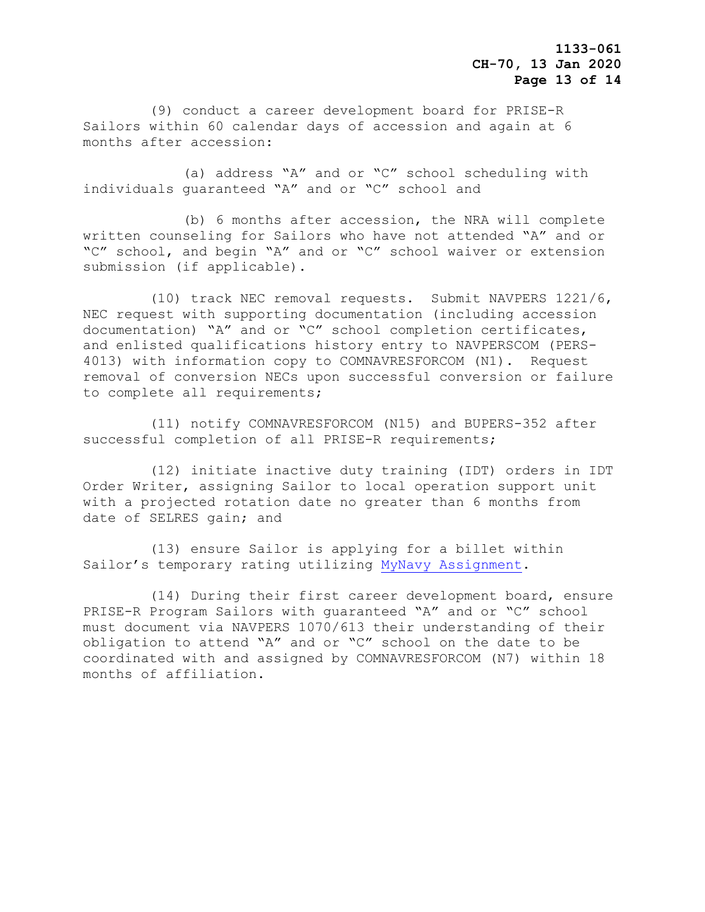(9) conduct a career development board for PRISE-R Sailors within 60 calendar days of accession and again at 6 months after accession:

(a) address “A” and or “C” school scheduling with individuals guaranteed “A” and or “C” school and

(b) 6 months after accession, the NRA will complete written counseling for Sailors who have not attended “A” and or “C” school, and begin “A” and or “C” school waiver or extension submission (if applicable).

(10) track NEC removal requests. Submit NAVPERS 1221/6, NEC request with supporting documentation (including accession documentation) “A” and or “C” school completion certificates, and enlisted qualifications history entry to NAVPERSCOM (PERS-4013) with information copy to COMNAVRESFORCOM (N1). Request removal of conversion NECs upon successful conversion or failure to complete all requirements;

(11) notify COMNAVRESFORCOM (N15) and BUPERS-352 after successful completion of all PRISE-R requirements;

(12) initiate inactive duty training (IDT) orders in IDT Order Writer, assigning Sailor to local operation support unit with a projected rotation date no greater than 6 months from date of SELRES gain; and

(13) ensure Sailor is applying for a billet within Sailor’s temporary rating utilizing MyNavy Assignment.

(14) During their first career development board, ensure PRISE-R Program Sailors with guaranteed “A” and or “C” school must document via NAVPERS 1070/613 their understanding of their obligation to attend “A” and or “C” school on the date to be coordinated with and assigned by COMNAVRESFORCOM (N7) within 18 months of affiliation.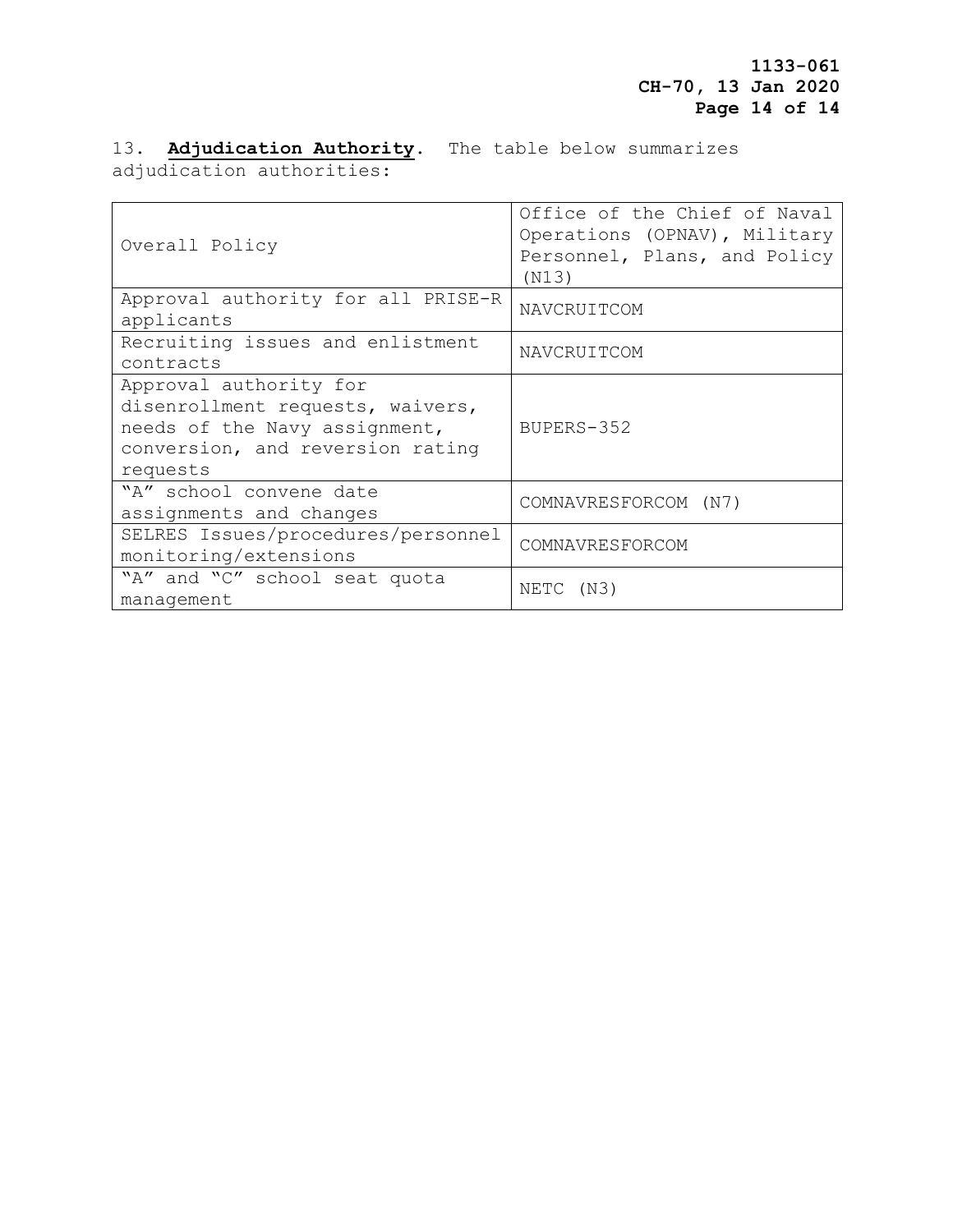13. **Adjudication Authority**. The table below summarizes adjudication authorities:

| | |
|---|---|
| Overall Policy | Office of the Chief of Naval Operations (OPNAV), Military Personnel, Plans, and Policy (N13) |
| Approval authority for all PRISE-R applicants | NAVCRUITCOM |
| Recruiting issues and enlistment contracts | NAVCRUITCOM |
| Approval authority for disenrollment requests, waivers, needs of the Navy assignment, conversion, and reversion rating requests | BUPERS-352 |
| "A" school convene date assignments and changes | COMNAVRESFORCOM (N7) |
| SELRES Issues/procedures/personnel monitoring/extensions | COMNAVRESFORCOM |
| "A" and "C" school seat quota management | NETC (N3) |